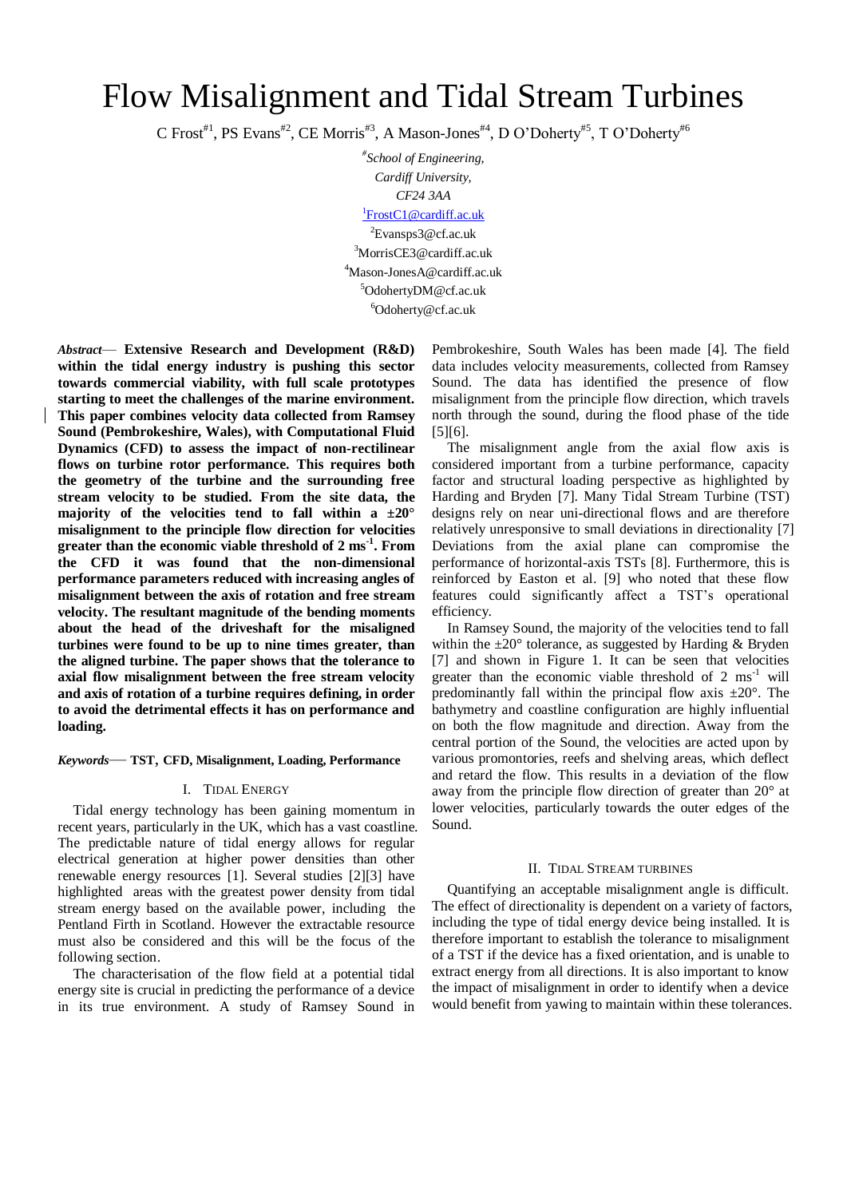# Flow Misalignment and Tidal Stream Turbines

C Frost[#1], PS Evans[#2], CE Morris[#3], A Mason-Jones[#4], D O'Doherty[#5], T O'Doherty[#6]

[#] *School of Engineering,*
*Cardiff University,*
*CF24 3AA*

[1] FrostC1@cardiff.ac.uk
[2] Evansps3@cf.ac.uk
[3] MorrisCE3@cardiff.ac.uk
[4] Mason-JonesA@cardiff.ac.uk
[5] OdohertyDM@cf.ac.uk
[6] Odoherty@cf.ac.uk

***Abstract*— Extensive Research and Development (R&D) within the tidal energy industry is pushing this sector towards commercial viability, with full scale prototypes starting to meet the challenges of the marine environment. This paper combines velocity data collected from Ramsey Sound (Pembrokeshire, Wales), with Computational Fluid Dynamics (CFD) to assess the impact of non-rectilinear flows on turbine rotor performance. This requires both the geometry of the turbine and the surrounding free stream velocity to be studied. From the site data, the majority of the velocities tend to fall within a ±20° misalignment to the principle flow direction for velocities greater than the economic viable threshold of 2 ms$^{-1}$. From the CFD it was found that the non-dimensional performance parameters reduced with increasing angles of misalignment between the axis of rotation and free stream velocity. The resultant magnitude of the bending moments about the head of the driveshaft for the misaligned turbines were found to be up to nine times greater, than the aligned turbine. The paper shows that the tolerance to axial flow misalignment between the free stream velocity and axis of rotation of a turbine requires defining, in order to avoid the detrimental effects it has on performance and loading.**

***Keywords*— TST, CFD, Misalignment, Loading, Performance**

## I. Tidal Energy

Tidal energy technology has been gaining momentum in recent years, particularly in the UK, which has a vast coastline. The predictable nature of tidal energy allows for regular electrical generation at higher power densities than other renewable energy resources [1]. Several studies [2][3] have highlighted areas with the greatest power density from tidal stream energy based on the available power, including the Pentland Firth in Scotland. However the extractable resource must also be considered and this will be the focus of the following section.

The characterisation of the flow field at a potential tidal energy site is crucial in predicting the performance of a device in its true environment. A study of Ramsey Sound in Pembrokeshire, South Wales has been made [4]. The field data includes velocity measurements, collected from Ramsey Sound. The data has identified the presence of flow misalignment from the principle flow direction, which travels north through the sound, during the flood phase of the tide [5][6].

The misalignment angle from the axial flow axis is considered important from a turbine performance, capacity factor and structural loading perspective as highlighted by Harding and Bryden [7]. Many Tidal Stream Turbine (TST) designs rely on near uni-directional flows and are therefore relatively unresponsive to small deviations in directionality [7] Deviations from the axial plane can compromise the performance of horizontal-axis TSTs [8]. Furthermore, this is reinforced by Easton et al. [9] who noted that these flow features could significantly affect a TST's operational efficiency.

In Ramsey Sound, the majority of the velocities tend to fall within the ±20° tolerance, as suggested by Harding & Bryden [7] and shown in Figure 1. It can be seen that velocities greater than the economic viable threshold of 2 ms$^{-1}$ will predominantly fall within the principal flow axis ±20°. The bathymetry and coastline configuration are highly influential on both the flow magnitude and direction. Away from the central portion of the Sound, the velocities are acted upon by various promontories, reefs and shelving areas, which deflect and retard the flow. This results in a deviation of the flow away from the principle flow direction of greater than 20° at lower velocities, particularly towards the outer edges of the Sound.

## II. Tidal Stream Turbines

Quantifying an acceptable misalignment angle is difficult. The effect of directionality is dependent on a variety of factors, including the type of tidal energy device being installed. It is therefore important to establish the tolerance to misalignment of a TST if the device has a fixed orientation, and is unable to extract energy from all directions. It is also important to know the impact of misalignment in order to identify when a device would benefit from yawing to maintain within these tolerances.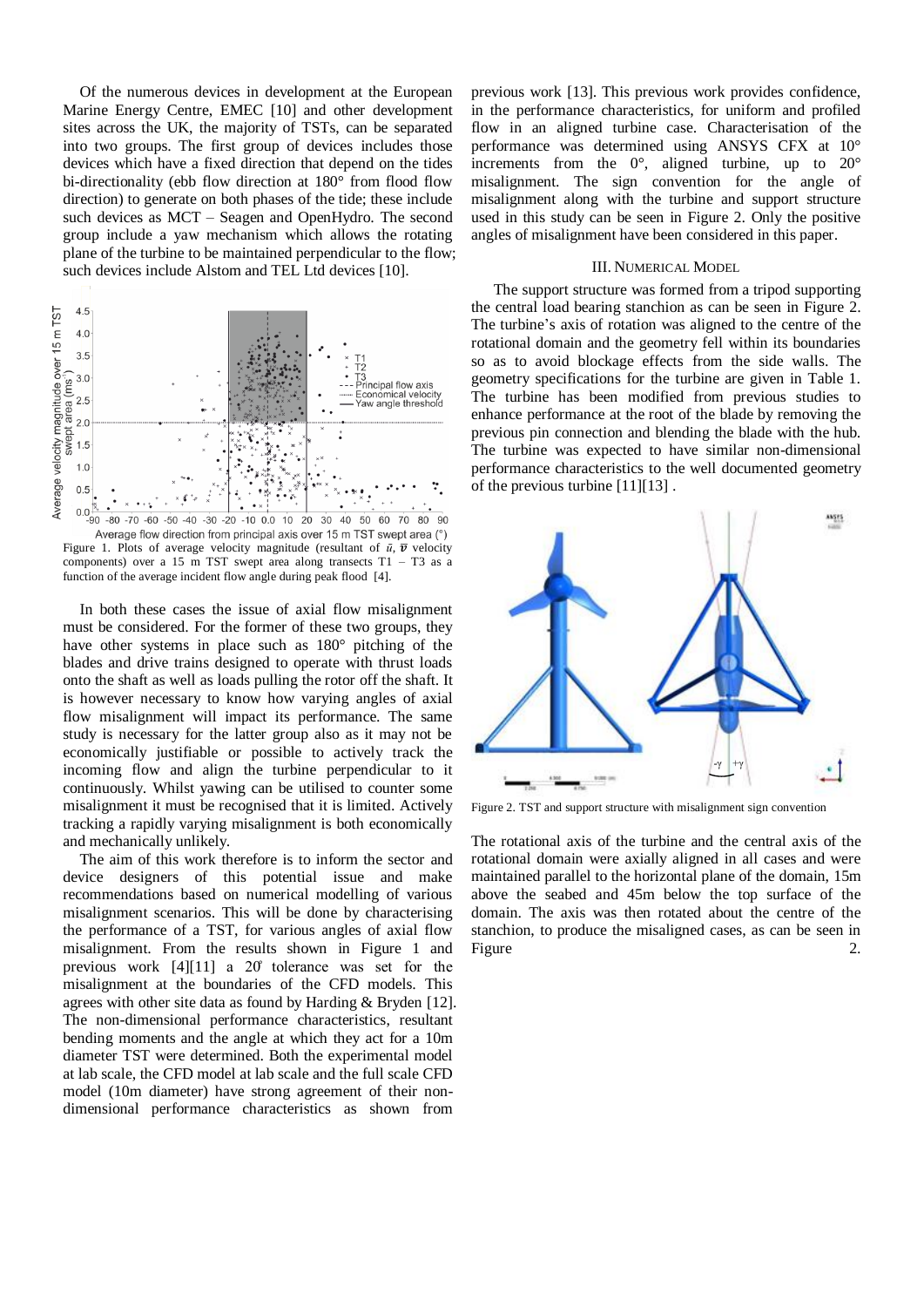Of the numerous devices in development at the European Marine Energy Centre, EMEC [10] and other development sites across the UK, the majority of TSTs, can be separated into two groups. The first group of devices includes those devices which have a fixed direction that depend on the tides bi-directionality (ebb flow direction at 180° from flood flow direction) to generate on both phases of the tide; these include such devices as MCT – Seagen and OpenHydro. The second group include a yaw mechanism which allows the rotating plane of the turbine to be maintained perpendicular to the flow; such devices include Alstom and TEL Ltd devices [10].

Figure 1. Plots of average velocity magnitude (resultant of $\bar{u}$, $\bar{v}$ velocity components) over a 15 m TST swept area along transects T1 – T3 as a function of the average incident flow angle during peak flood [4].

In both these cases the issue of axial flow misalignment must be considered. For the former of these two groups, they have other systems in place such as 180° pitching of the blades and drive trains designed to operate with thrust loads onto the shaft as well as loads pulling the rotor off the shaft. It is however necessary to know how varying angles of axial flow misalignment will impact its performance. The same study is necessary for the latter group also as it may not be economically justifiable or possible to actively track the incoming flow and align the turbine perpendicular to it continuously. Whilst yawing can be utilised to counter some misalignment it must be recognised that it is limited. Actively tracking a rapidly varying misalignment is both economically and mechanically unlikely.

The aim of this work therefore is to inform the sector and device designers of this potential issue and make recommendations based on numerical modelling of various misalignment scenarios. This will be done by characterising the performance of a TST, for various angles of axial flow misalignment. From the results shown in Figure 1 and previous work [4][11] a 20° tolerance was set for the misalignment at the boundaries of the CFD models. This agrees with other site data as found by Harding & Bryden [12]. The non-dimensional performance characteristics, resultant bending moments and the angle at which they act for a 10m diameter TST were determined. Both the experimental model at lab scale, the CFD model at lab scale and the full scale CFD model (10m diameter) have strong agreement of their non-dimensional performance characteristics as shown from previous work [13]. This previous work provides confidence, in the performance characteristics, for uniform and profiled flow in an aligned turbine case. Characterisation of the performance was determined using ANSYS CFX at 10° increments from the 0°, aligned turbine, up to 20° misalignment. The sign convention for the angle of misalignment along with the turbine and support structure used in this study can be seen in Figure 2. Only the positive angles of misalignment have been considered in this paper.

## III. Numerical Model

The support structure was formed from a tripod supporting the central load bearing stanchion as can be seen in Figure 2. The turbine's axis of rotation was aligned to the centre of the rotational domain and the geometry fell within its boundaries so as to avoid blockage effects from the side walls. The geometry specifications for the turbine are given in Table 1. The turbine has been modified from previous studies to enhance performance at the root of the blade by removing the previous pin connection and blending the blade with the hub. The turbine was expected to have similar non-dimensional performance characteristics to the well documented geometry of the previous turbine [11][13] .

Figure 2. TST and support structure with misalignment sign convention

The rotational axis of the turbine and the central axis of the rotational domain were axially aligned in all cases and were maintained parallel to the horizontal plane of the domain, 15m above the seabed and 45m below the top surface of the domain. The axis was then rotated about the centre of the stanchion, to produce the misaligned cases, as can be seen in Figure 2.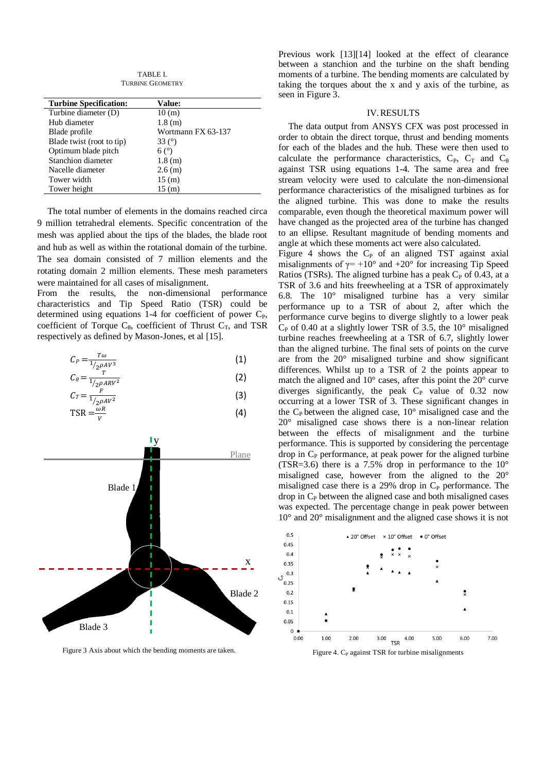TABLE I.
TURBINE GEOMETRY

| Turbine Specification: | Value: |
|---|---|
| Turbine diameter (D) | 10 (m) |
| Hub diameter | 1.8 (m) |
| Blade profile | Wortmann FX 63-137 |
| Blade twist (root to tip) | 33 (°) |
| Optimum blade pitch | 6 (°) |
| Stanchion diameter | 1.8 (m) |
| Nacelle diameter | 2.6 (m) |
| Tower width | 15 (m) |
| Tower height | 15 (m) |

The total number of elements in the domains reached circa 9 million tetrahedral elements. Specific concentration of the mesh was applied about the tips of the blades, the blade root and hub as well as within the rotational domain of the turbine. The sea domain consisted of 7 million elements and the rotating domain 2 million elements. These mesh parameters were maintained for all cases of misalignment.

From the results, the non-dimensional performance characteristics and Tip Speed Ratio (TSR) could be determined using equations 1-4 for coefficient of power $C_P$, coefficient of Torque $C_\theta$, coefficient of Thrust $C_T$, and TSR respectively as defined by Mason-Jones, et al [15].

$$C_P = \frac{T\omega}{{}^1/_2\rho A V^3} \quad (1)$$

$$C_\theta = \frac{T}{{}^1/_2\rho A R V^2} \quad (2)$$

$$C_T = \frac{F}{{}^1/_2\rho A V^2} \quad (3)$$

$$\text{TSR} = \frac{\omega R}{V} \quad (4)$$

Figure 3 Axis about which the bending moments are taken.

Previous work [13][14] looked at the effect of clearance between a stanchion and the turbine on the shaft bending moments of a turbine. The bending moments are calculated by taking the torques about the x and y axis of the turbine, as seen in Figure 3.

## IV. RESULTS

The data output from ANSYS CFX was post processed in order to obtain the direct torque, thrust and bending moments for each of the blades and the hub. These were then used to calculate the performance characteristics, $C_P$, $C_T$ and $C_\theta$ against TSR using equations 1-4. The same area and free stream velocity were used to calculate the non-dimensional performance characteristics of the misaligned turbines as for the aligned turbine. This was done to make the results comparable, even though the theoretical maximum power will have changed as the projected area of the turbine has changed to an ellipse. Resultant magnitude of bending moments and angle at which these moments act were also calculated.

Figure 4 shows the $C_P$ of an aligned TST against axial misalignments of $\gamma = +10°$ and $+20°$ for increasing Tip Speed Ratios (TSRs). The aligned turbine has a peak $C_P$ of 0.43, at a TSR of 3.6 and hits freewheeling at a TSR of approximately 6.8. The 10° misaligned turbine has a very similar performance up to a TSR of about 2, after which the performance curve begins to diverge slightly to a lower peak $C_P$ of 0.40 at a slightly lower TSR of 3.5, the 10° misaligned turbine reaches freewheeling at a TSR of 6.7, slightly lower than the aligned turbine. The final sets of points on the curve are from the 20° misaligned turbine and show significant differences. Whilst up to a TSR of 2 the points appear to match the aligned and 10° cases, after this point the 20° curve diverges significantly, the peak $C_P$ value of 0.32 now occurring at a lower TSR of 3. These significant changes in the $C_P$ between the aligned case, 10° misaligned case and the 20° misaligned case shows there is a non-linear relation between the effects of misalignment and the turbine performance. This is supported by considering the percentage drop in $C_P$ performance, at peak power for the aligned turbine (TSR=3.6) there is a 7.5% drop in performance to the 10° misaligned case, however from the aligned to the 20° misaligned case there is a 29% drop in $C_P$ performance. The drop in $C_P$ between the aligned case and both misaligned cases was expected. The percentage change in peak power between 10° and 20° misalignment and the aligned case shows it is not

Figure 4. $C_P$ against TSR for turbine misalignments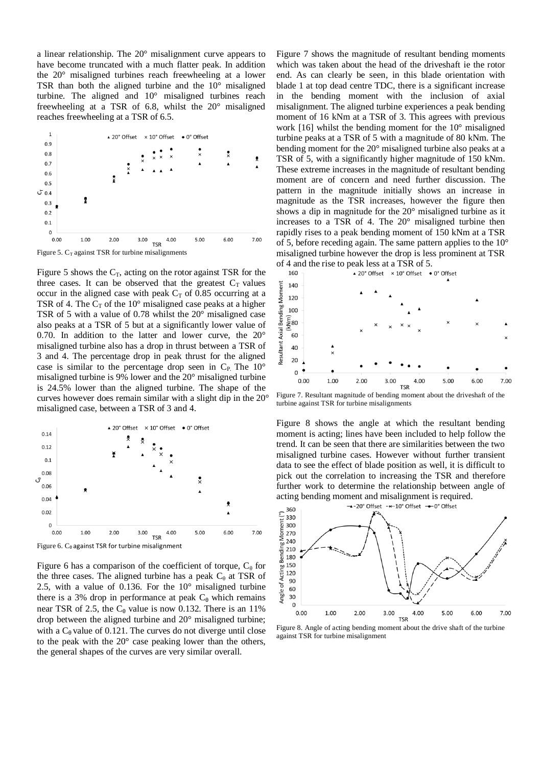a linear relationship. The 20° misalignment curve appears to have become truncated with a much flatter peak. In addition the 20° misaligned turbines reach freewheeling at a lower TSR than both the aligned turbine and the 10° misaligned turbine. The aligned and 10° misaligned turbines reach freewheeling at a TSR of 6.8, whilst the 20° misaligned reaches freewheeling at a TSR of 6.5.

Figure 5. $C_T$ against TSR for turbine misalignments

Figure 5 shows the $C_T$, acting on the rotor against TSR for the three cases. It can be observed that the greatest $C_T$ values occur in the aligned case with peak $C_T$ of 0.85 occurring at a TSR of 4. The $C_T$ of the 10° misaligned case peaks at a higher TSR of 5 with a value of 0.78 whilst the 20° misaligned case also peaks at a TSR of 5 but at a significantly lower value of 0.70. In addition to the latter and lower curve, the 20° misaligned turbine also has a drop in thrust between a TSR of 3 and 4. The percentage drop in peak thrust for the aligned case is similar to the percentage drop seen in $C_P$. The 10° misaligned turbine is 9% lower and the 20° misaligned turbine is 24.5% lower than the aligned turbine. The shape of the curves however does remain similar with a slight dip in the 20° misaligned case, between a TSR of 3 and 4.

Figure 6. $C_\theta$ against TSR for turbine misalignment

Figure 6 has a comparison of the coefficient of torque, $C_\theta$ for the three cases. The aligned turbine has a peak $C_\theta$ at TSR of 2.5, with a value of 0.136. For the 10° misaligned turbine there is a 3% drop in performance at peak $C_\theta$ which remains near TSR of 2.5, the $C_\theta$ value is now 0.132. There is an 11% drop between the aligned turbine and 20° misaligned turbine; with a $C_\theta$ value of 0.121. The curves do not diverge until close to the peak with the 20° case peaking lower than the others, the general shapes of the curves are very similar overall.

Figure 7 shows the magnitude of resultant bending moments which was taken about the head of the driveshaft ie the rotor end. As can clearly be seen, in this blade orientation with blade 1 at top dead centre TDC, there is a significant increase in the bending moment with the inclusion of axial misalignment. The aligned turbine experiences a peak bending moment of 16 kNm at a TSR of 3. This agrees with previous work [16] whilst the bending moment for the 10° misaligned turbine peaks at a TSR of 5 with a magnitude of 80 kNm. The bending moment for the 20° misaligned turbine also peaks at a TSR of 5, with a significantly higher magnitude of 150 kNm. These extreme increases in the magnitude of resultant bending moment are of concern and need further discussion. The pattern in the magnitude initially shows an increase in magnitude as the TSR increases, however the figure then shows a dip in magnitude for the 20° misaligned turbine as it increases to a TSR of 4. The 20° misaligned turbine then rapidly rises to a peak bending moment of 150 kNm at a TSR of 5, before receding again. The same pattern applies to the 10° misaligned turbine however the drop is less prominent at TSR of 4 and the rise to peak less at a TSR of 5.

Figure 7. Resultant magnitude of bending moment about the driveshaft of the turbine against TSR for turbine misalignments

Figure 8 shows the angle at which the resultant bending moment is acting; lines have been included to help follow the trend. It can be seen that there are similarities between the two misaligned turbine cases. However without further transient data to see the effect of blade position as well, it is difficult to pick out the correlation to increasing the TSR and therefore further work to determine the relationship between angle of acting bending moment and misalignment is required.

Figure 8. Angle of acting bending moment about the drive shaft of the turbine against TSR for turbine misalignment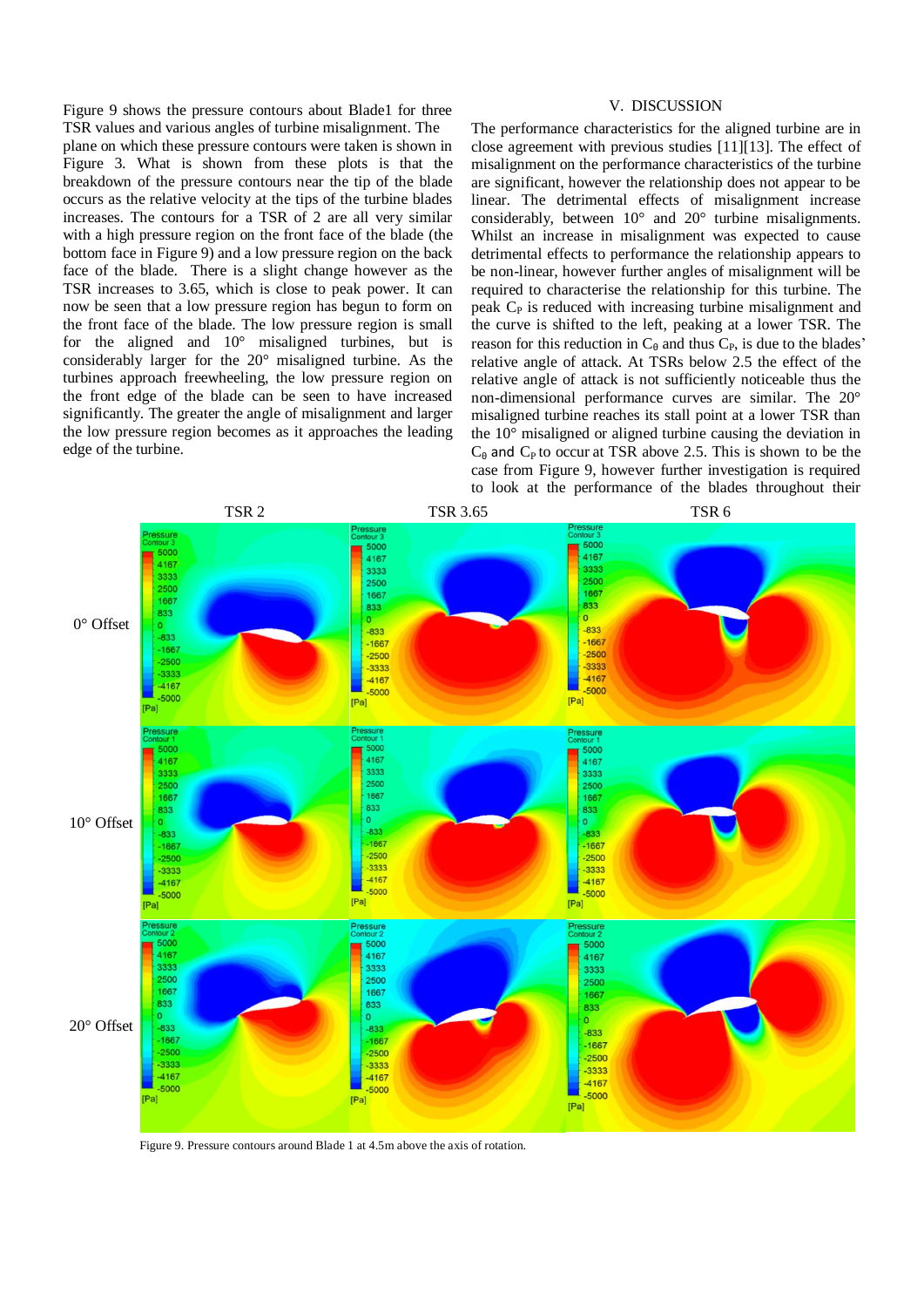Figure 9 shows the pressure contours about Blade1 for three TSR values and various angles of turbine misalignment. The plane on which these pressure contours were taken is shown in Figure 3. What is shown from these plots is that the breakdown of the pressure contours near the tip of the blade occurs as the relative velocity at the tips of the turbine blades increases. The contours for a TSR of 2 are all very similar with a high pressure region on the front face of the blade (the bottom face in Figure 9) and a low pressure region on the back face of the blade. There is a slight change however as the TSR increases to 3.65, which is close to peak power. It can now be seen that a low pressure region has begun to form on the front face of the blade. The low pressure region is small for the aligned and 10° misaligned turbines, but is considerably larger for the 20° misaligned turbine. As the turbines approach freewheeling, the low pressure region on the front edge of the blade can be seen to have increased significantly. The greater the angle of misalignment and larger the low pressure region becomes as it approaches the leading edge of the turbine.

## V. DISCUSSION

The performance characteristics for the aligned turbine are in close agreement with previous studies [11][13]. The effect of misalignment on the performance characteristics of the turbine are significant, however the relationship does not appear to be linear. The detrimental effects of misalignment increase considerably, between 10° and 20° turbine misalignments. Whilst an increase in misalignment was expected to cause detrimental effects to performance the relationship appears to be non-linear, however further angles of misalignment will be required to characterise the relationship for this turbine. The peak $C_P$ is reduced with increasing turbine misalignment and the curve is shifted to the left, peaking at a lower TSR. The reason for this reduction in $C_\theta$ and thus $C_P$, is due to the blades' relative angle of attack. At TSRs below 2.5 the effect of the relative angle of attack is not sufficiently noticeable thus the non-dimensional performance curves are similar. The 20° misaligned turbine reaches its stall point at a lower TSR than the 10° misaligned or aligned turbine causing the deviation in $C_\theta$ and $C_P$ to occur at TSR above 2.5. This is shown to be the case from Figure 9, however further investigation is required to look at the performance of the blades throughout their

Figure 9. Pressure contours around Blade 1 at 4.5m above the axis of rotation.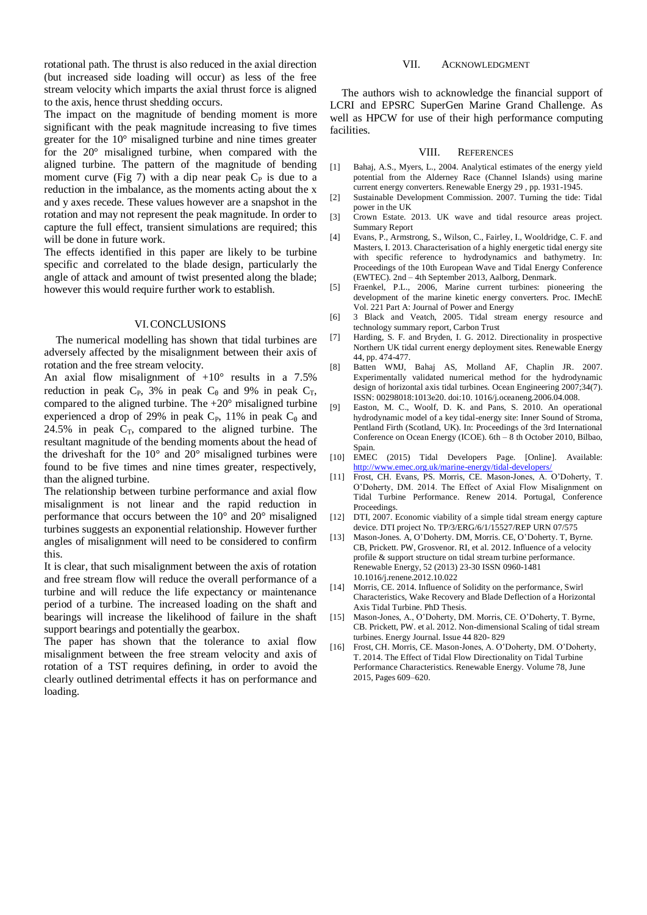rotational path. The thrust is also reduced in the axial direction (but increased side loading will occur) as less of the free stream velocity which imparts the axial thrust force is aligned to the axis, hence thrust shedding occurs.

The impact on the magnitude of bending moment is more significant with the peak magnitude increasing to five times greater for the 10° misaligned turbine and nine times greater for the 20° misaligned turbine, when compared with the aligned turbine. The pattern of the magnitude of bending moment curve (Fig 7) with a dip near peak $C_P$ is due to a reduction in the imbalance, as the moments acting about the x and y axes recede. These values however are a snapshot in the rotation and may not represent the peak magnitude. In order to capture the full effect, transient simulations are required; this will be done in future work.

The effects identified in this paper are likely to be turbine specific and correlated to the blade design, particularly the angle of attack and amount of twist presented along the blade; however this would require further work to establish.

## VI. CONCLUSIONS

The numerical modelling has shown that tidal turbines are adversely affected by the misalignment between their axis of rotation and the free stream velocity.

An axial flow misalignment of +10° results in a 7.5% reduction in peak $C_P$, 3% in peak $C_\theta$ and 9% in peak $C_T$, compared to the aligned turbine. The +20° misaligned turbine experienced a drop of 29% in peak $C_P$, 11% in peak $C_\theta$ and 24.5% in peak $C_T$, compared to the aligned turbine. The resultant magnitude of the bending moments about the head of the driveshaft for the 10° and 20° misaligned turbines were found to be five times and nine times greater, respectively, than the aligned turbine.

The relationship between turbine performance and axial flow misalignment is not linear and the rapid reduction in performance that occurs between the 10° and 20° misaligned turbines suggests an exponential relationship. However further angles of misalignment will need to be considered to confirm this.

It is clear, that such misalignment between the axis of rotation and free stream flow will reduce the overall performance of a turbine and will reduce the life expectancy or maintenance period of a turbine. The increased loading on the shaft and bearings will increase the likelihood of failure in the shaft support bearings and potentially the gearbox.

The paper has shown that the tolerance to axial flow misalignment between the free stream velocity and axis of rotation of a TST requires defining, in order to avoid the clearly outlined detrimental effects it has on performance and loading.

## VII. ACKNOWLEDGMENT

The authors wish to acknowledge the financial support of LCRI and EPSRC SuperGen Marine Grand Challenge. As well as HPCW for use of their high performance computing facilities.

## VIII. REFERENCES

[1] Bahaj, A.S., Myers, L., 2004. Analytical estimates of the energy yield potential from the Alderney Race (Channel Islands) using marine current energy converters. Renewable Energy 29 , pp. 1931-1945.

[2] Sustainable Development Commission. 2007. Turning the tide: Tidal power in the UK

[3] Crown Estate. 2013. UK wave and tidal resource areas project. Summary Report

[4] Evans, P., Armstrong, S., Wilson, C., Fairley, I., Wooldridge, C. F. and Masters, I. 2013. Characterisation of a highly energetic tidal energy site with specific reference to hydrodynamics and bathymetry. In: Proceedings of the 10th European Wave and Tidal Energy Conference (EWTEC). 2nd – 4th September 2013, Aalborg, Denmark.

[5] Fraenkel, P.L., 2006, Marine current turbines: pioneering the development of the marine kinetic energy converters. Proc. IMechE Vol. 221 Part A: Journal of Power and Energy

[6] 3 Black and Veatch, 2005. Tidal stream energy resource and technology summary report, Carbon Trust

[7] Harding, S. F. and Bryden, I. G. 2012. Directionality in prospective Northern UK tidal current energy deployment sites. Renewable Energy 44, pp. 474-477.

[8] Batten WMJ, Bahaj AS, Molland AF, Chaplin JR. 2007. Experimentally validated numerical method for the hydrodynamic design of horizontal axis tidal turbines. Ocean Engineering 2007;34(7). ISSN: 00298018:1013e20. doi:10. 1016/j.oceaneng.2006.04.008.

[9] Easton, M. C., Woolf, D. K. and Pans, S. 2010. An operational hydrodynamic model of a key tidal-energy site: Inner Sound of Stroma, Pentland Firth (Scotland, UK). In: Proceedings of the 3rd International Conference on Ocean Energy (ICOE). 6th – 8 th October 2010, Bilbao, Spain.

[10] EMEC (2015) Tidal Developers Page. [Online]. Available: http://www.emec.org.uk/marine-energy/tidal-developers/

[11] Frost, CH. Evans, PS. Morris, CE. Mason-Jones, A. O'Doherty, T. O'Doherty, DM. 2014. The Effect of Axial Flow Misalignment on Tidal Turbine Performance. Renew 2014. Portugal, Conference Proceedings.

[12] DTI, 2007. Economic viability of a simple tidal stream energy capture device. DTI project No. TP/3/ERG/6/1/15527/REP URN 07/575

[13] Mason-Jones. A, O'Doherty. DM, Morris. CE, O'Doherty. T, Byrne. CB, Prickett. PW, Grosvenor. RI, et al. 2012. Influence of a velocity profile & support structure on tidal stream turbine performance. Renewable Energy, 52 (2013) 23-30 ISSN 0960-1481 10.1016/j.renene.2012.10.022

[14] Morris, CE. 2014. Influence of Solidity on the performance, Swirl Characteristics, Wake Recovery and Blade Deflection of a Horizontal Axis Tidal Turbine. PhD Thesis.

[15] Mason-Jones, A., O'Doherty, DM. Morris, CE. O'Doherty, T. Byrne, CB. Prickett, PW. et al. 2012. Non-dimensional Scaling of tidal stream turbines. Energy Journal. Issue 44 820- 829

[16] Frost, CH. Morris, CE. Mason-Jones, A. O'Doherty, DM. O'Doherty, T. 2014. The Effect of Tidal Flow Directionality on Tidal Turbine Performance Characteristics. Renewable Energy. Volume 78, June 2015, Pages 609–620.